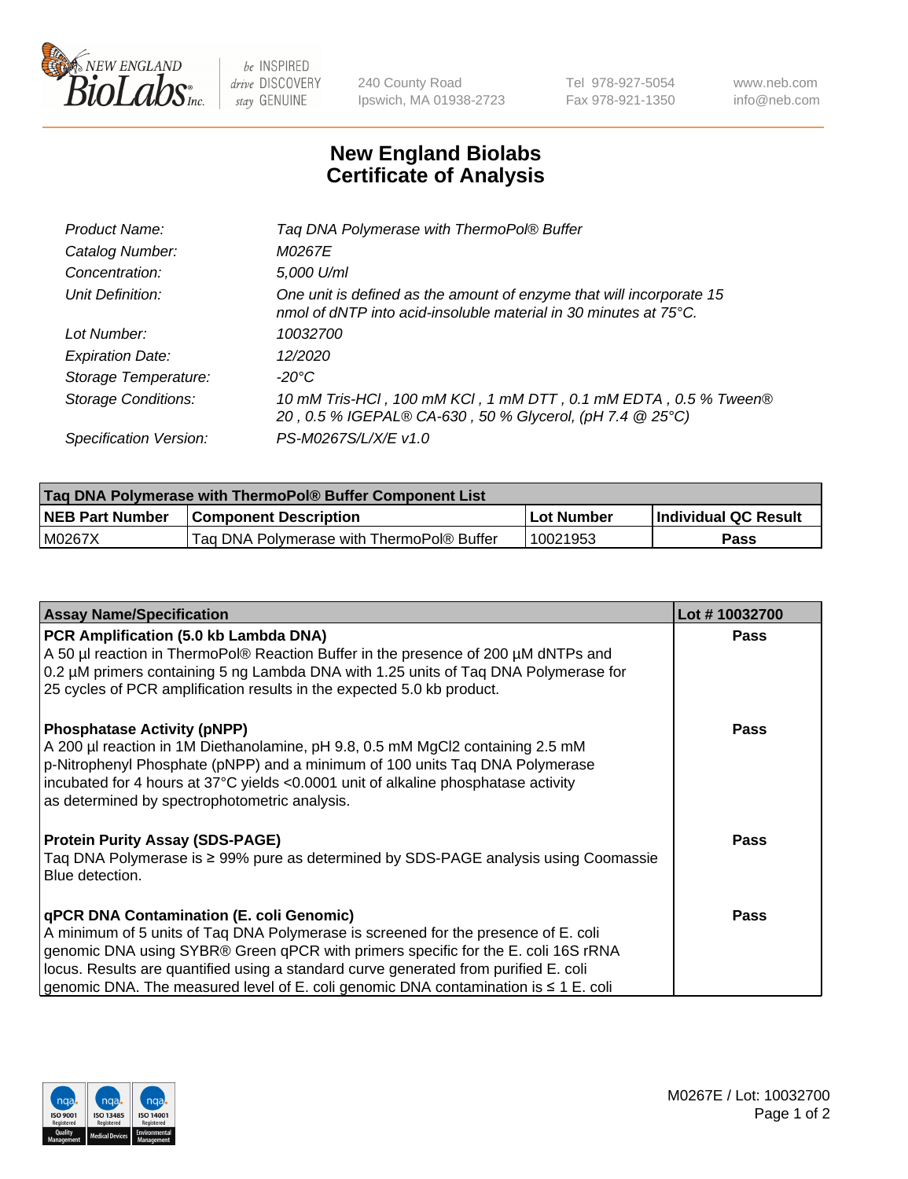# New England Biolabs Certificate of Analysis

| | |
|---|---|
| Product Name: | Taq DNA Polymerase with ThermoPol® Buffer |
| Catalog Number: | M0267E |
| Concentration: | 5,000 U/ml |
| Unit Definition: | One unit is defined as the amount of enzyme that will incorporate 15 nmol of dNTP into acid-insoluble material in 30 minutes at 75°C. |
| Lot Number: | 10032700 |
| Expiration Date: | 12/2020 |
| Storage Temperature: | -20°C |
| Storage Conditions: | 10 mM Tris-HCl , 100 mM KCl , 1 mM DTT , 0.1 mM EDTA , 0.5 % Tween® 20 , 0.5 % IGEPAL® CA-630 , 50 % Glycerol, (pH 7.4 @ 25°C) |
| Specification Version: | PS-M0267S/L/X/E v1.0 |

| Taq DNA Polymerase with ThermoPol® Buffer Component List | | | |
|---|---|---|---|
| **NEB Part Number** | **Component Description** | **Lot Number** | **Individual QC Result** |
| M0267X | Taq DNA Polymerase with ThermoPol® Buffer | 10021953 | Pass |

| Assay Name/Specification | Lot # 10032700 |
|---|---|
| **PCR Amplification (5.0 kb Lambda DNA)**<br>A 50 µl reaction in ThermoPol® Reaction Buffer in the presence of 200 µM dNTPs and 0.2 µM primers containing 5 ng Lambda DNA with 1.25 units of Taq DNA Polymerase for 25 cycles of PCR amplification results in the expected 5.0 kb product. | Pass |
| **Phosphatase Activity (pNPP)**<br>A 200 µl reaction in 1M Diethanolamine, pH 9.8, 0.5 mM MgCl2 containing 2.5 mM p-Nitrophenyl Phosphate (pNPP) and a minimum of 100 units Taq DNA Polymerase incubated for 4 hours at 37°C yields <0.0001 unit of alkaline phosphatase activity as determined by spectrophotometric analysis. | Pass |
| **Protein Purity Assay (SDS-PAGE)**<br>Taq DNA Polymerase is ≥ 99% pure as determined by SDS-PAGE analysis using Coomassie Blue detection. | Pass |
| **qPCR DNA Contamination (E. coli Genomic)**<br>A minimum of 5 units of Taq DNA Polymerase is screened for the presence of E. coli genomic DNA using SYBR® Green qPCR with primers specific for the E. coli 16S rRNA locus. Results are quantified using a standard curve generated from purified E. coli genomic DNA. The measured level of E. coli genomic DNA contamination is ≤ 1 E. coli | Pass |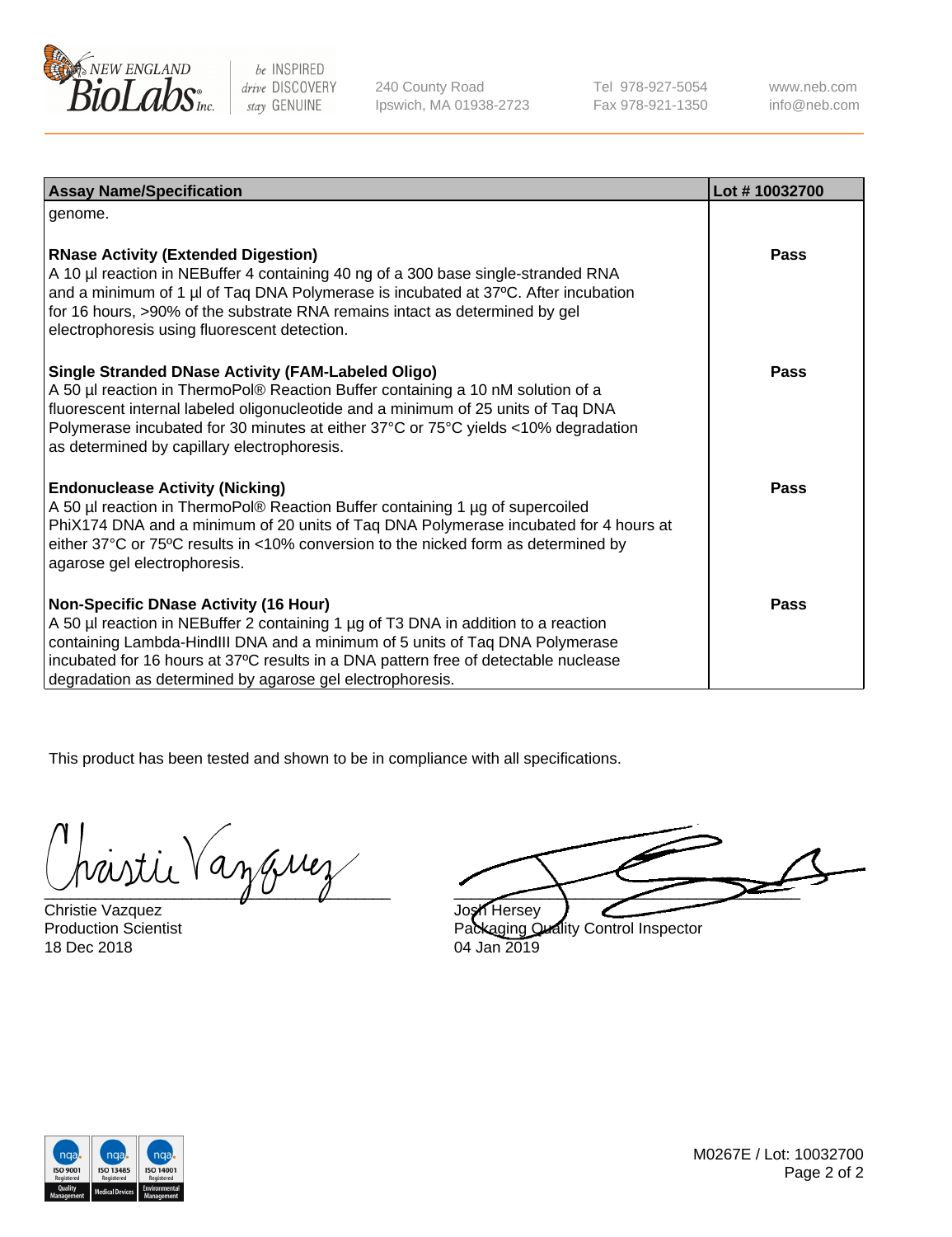| Assay Name/Specification | Lot # 10032700 |
|---|---|
| genome. | |
| **RNase Activity (Extended Digestion)**<br>A 10 µl reaction in NEBuffer 4 containing 40 ng of a 300 base single-stranded RNA and a minimum of 1 µl of Taq DNA Polymerase is incubated at 37ºC. After incubation for 16 hours, >90% of the substrate RNA remains intact as determined by gel electrophoresis using fluorescent detection. | **Pass** |
| **Single Stranded DNase Activity (FAM-Labeled Oligo)**<br>A 50 µl reaction in ThermoPol® Reaction Buffer containing a 10 nM solution of a fluorescent internal labeled oligonucleotide and a minimum of 25 units of Taq DNA Polymerase incubated for 30 minutes at either 37°C or 75°C yields <10% degradation as determined by capillary electrophoresis. | **Pass** |
| **Endonuclease Activity (Nicking)**<br>A 50 µl reaction in ThermoPol® Reaction Buffer containing 1 µg of supercoiled PhiX174 DNA and a minimum of 20 units of Taq DNA Polymerase incubated for 4 hours at either 37°C or 75ºC results in <10% conversion to the nicked form as determined by agarose gel electrophoresis. | **Pass** |
| **Non-Specific DNase Activity (16 Hour)**<br>A 50 µl reaction in NEBuffer 2 containing 1 µg of T3 DNA in addition to a reaction containing Lambda-HindIII DNA and a minimum of 5 units of Taq DNA Polymerase incubated for 16 hours at 37ºC results in a DNA pattern free of detectable nuclease degradation as determined by agarose gel electrophoresis. | **Pass** |

This product has been tested and shown to be in compliance with all specifications.

Christie Vazquez
Production Scientist
18 Dec 2018

Josh Hersey
Packaging Quality Control Inspector
04 Jan 2019

M0267E / Lot: 10032700